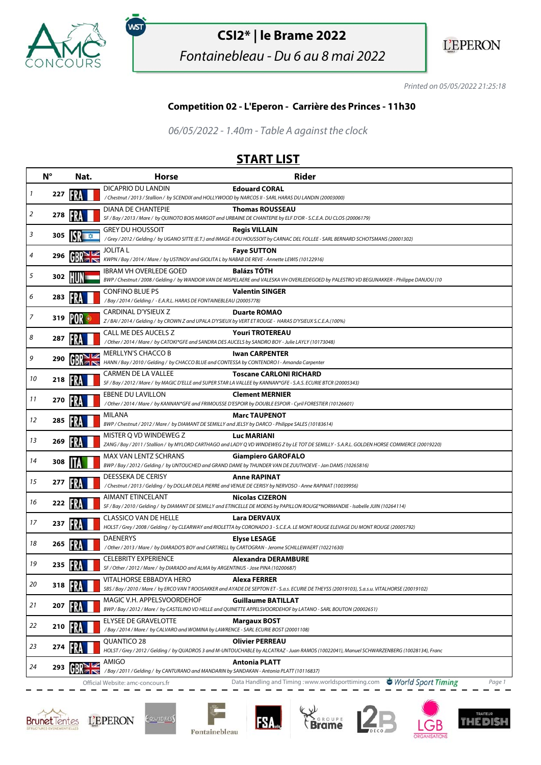# CSI2* | le Brame 2022

*Fontainebleau - Du 6 au 8 mai 2022*

*Printed on 05/05/2022 21:25:18*

## Competition 02 - L'Eperon - Carrière des Princes - 11h30

*06/05/2022 - 1.40m - Table A against the clock*

## START LIST

| | N° | Nat. | Horse | Rider |
|---|---|---|---|---|
| 1 | 227 | FRA | DICAPRIO DU LANDIN<br>*/ Chestnut / 2013 / Stallion / by SCENDIX and HOLLYWOOD by NARCOS II - SARL HARAS DU LANDIN (20003000)* | **Edouard CORAL** |
| 2 | 278 | FRA | DIANA DE CHANTEPIE<br>*SF / Bay / 2013 / Mare / by QUINOTO BOIS MARGOT and URBAINE DE CHANTEPIE by ELF D'OR - S.C.E.A. DU CLOS (20006179)* | **Thomas ROUSSEAU** |
| 3 | 305 | ISR | GREY DU HOUSSOIT<br>*/ Grey / 2012 / Gelding / by UGANO SITTE (E.T.) and IMAGE-II DU HOUSSOIT by CARNAC DEL FOLLEE - SARL BERNARD SCHOTSMANS (20001302)* | **Regis VILLAIN** |
| 4 | 296 | GBR | JOLITA L<br>*KWPN / Bay / 2014 / Mare / by USTINOV and GIOLITA L by NABAB DE REVE - Annette LEWIS (10122916)* | **Faye SUTTON** |
| 5 | 302 | HUN | IBRAM VH OVERLEDE GOED<br>*BWP / Chestnut / 2008 / Gelding / by WANDOR VAN DE MISPELAERE and VALESKA VH OVERLEDEGOED by PALESTRO VD BEGIJNAKKER - Philippe DANJOU (10* | **Balázs TÓTH** |
| 6 | 283 | FRA | CONFINO BLUE PS<br>*/ Bay / 2014 / Gelding / - E.A.R.L. HARAS DE FONTAINEBLEAU (20005778)* | **Valentin SINGER** |
| 7 | 319 | POR | CARDINAL D'YSIEUX Z<br>*Z / BAI / 2014 / Gelding / by CROWN Z and UPALA D'YSIEUX by VERT ET ROUGE - HARAS D'YSIEUX S.C.E.A.(100%)* | **Duarte ROMAO** |
| 8 | 287 | FRA | CALL ME DES AUCELS Z<br>*/ Other / 2014 / Mare / by CATOKI*GFE and SANDRA DES AUCELS by SANDRO BOY - Julie LAYLY (10173048)* | **Youri TROTEREAU** |
| 9 | 290 | GBR | MERLLYN'S CHACCO B<br>*HANN / Bay / 2010 / Gelding / by CHACCO BLUE and CONTESSA by CONTENDRO I - Amanda Carpenter* | **Iwan CARPENTER** |
| 10 | 218 | FRA | CARMEN DE LA VALLEE<br>*SF / Bay / 2012 / Mare / by MAGIC D'ELLE and SUPER STAR LA VALLEE by KANNAN*GFE - S.A.S. ECURIE BTCR (20005343)* | **Toscane CARLONI RICHARD** |
| 11 | 270 | FRA | EBENE DU LAVILLON<br>*/ Other / 2014 / Mare / by KANNAN*GFE and FRIMOUSSE D'ESPOIR by DOUBLE ESPOIR - Cyril FORESTIER (10126601)* | **Clement MERNIER** |
| 12 | 285 | FRA | MILANA<br>*BWP / Chestnut / 2012 / Mare / by DIAMANT DE SEMILLY and JELSY by DARCO - Philippe SALES (10183614)* | **Marc TAUPENOT** |
| 13 | 269 | FRA | MISTER Q VD WINDEWEG Z<br>*ZANG / Bay / 2011 / Stallion / by MYLORD CARTHAGO and LADY Q VD WINDEWEG Z by LE TOT DE SEMILLY - S.A.R.L. GOLDEN HORSE COMMERCE (20019220)* | **Luc MARIANI** |
| 14 | 308 | ITA | MAX VAN LENTZ SCHRANS<br>*BWP / Bay / 2012 / Gelding / by UNTOUCHED and GRAND DAME by THUNDER VAN DE ZUUTHOEVE - Jan DAMS (10265816)* | **Giampiero GAROFALO** |
| 15 | 277 | FRA | DEESSEKA DE CERISY<br>*/ Chestnut / 2013 / Gelding / by DOLLAR DELA PIERRE and VENUE DE CERISY by NERVOSO - Anne RAPINAT (10039956)* | **Anne RAPINAT** |
| 16 | 222 | FRA | AIMANT ETINCELANT<br>*SF / Bay / 2010 / Gelding / by DIAMANT DE SEMILLY and ETINCELLE DE MOENS by PAPILLON ROUGE*NORMANDIE - Isabelle JUIN (10264114)* | **Nicolas CIZERON** |
| 17 | 237 | FRA | CLASSICO VAN DE HELLE<br>*HOLST / Grey / 2008 / Gelding / by CLEARWAY and RIOLETTA by CORONADO 3 - S.C.E.A. LE MONT ROUGE ELEVAGE DU MONT ROUGE (20005792)* | **Lara DERVAUX** |
| 18 | 265 | FRA | DAENERYS<br>*/ Other / 2013 / Mare / by DIARADO'S BOY and CARTIRELL by CARTOGRAN - Jerome SCHILLEWAERT (10221630)* | **Elyse LESAGE** |
| 19 | 235 | FRA | CELEBRITY EXPERIENCE<br>*SF / Other / 2012 / Mare / by DIARADO and ALMA by ARGENTINUS - Jose PINA (10200687)* | **Alexandra DERAMBURE** |
| 20 | 318 | FRA | VITALHORSE EBBADYA HERO<br>*SBS / Bay / 2010 / Mare / by ERCO VAN T ROOSAKKER and AYADE DE SEPTON ET - S.a.s. ECURIE DE THEYSS (20019103), S.a.s.u. VITALHORSE (20019102)* | **Alexa FERRER** |
| 21 | 207 | FRA | MAGIC V.H. APPELSVOORDEHOF<br>*BWP / Bay / 2012 / Mare / by CASTELINO VD HELLE and QUINETTE APPELSVOORDEHOF by LATANO - SARL BOUTON (20002651)* | **Guillaume BATILLAT** |
| 22 | 210 | FRA | ELYSEE DE GRAVELOTTE<br>*/ Bay / 2014 / Mare / by CALVARO and WOMINA by LAWRENCE - SARL ECURIE BOST (20001108)* | **Margaux BOST** |
| 23 | 274 | FRA | QUANTICO 28<br>*HOLST / Grey / 2012 / Gelding / by QUADROS 3 and M-UNTOUCHABLE by ALCATRAZ - Juan RAMOS (10022041), Manuel SCHWARZENBERG (10028134), Franc* | **Olivier PERREAU** |
| 24 | 293 | GBR | AMIGO<br>*/ Bay / 2011 / Gelding / by CANTURANO and MANDARIN by SANDAKAN - Antonia PLATT (10116837)* | **Antonia PLATT** |

Official Website: amc-concours.fr — Data Handling and Timing : www.worldsporttiming.com — World Sport Timing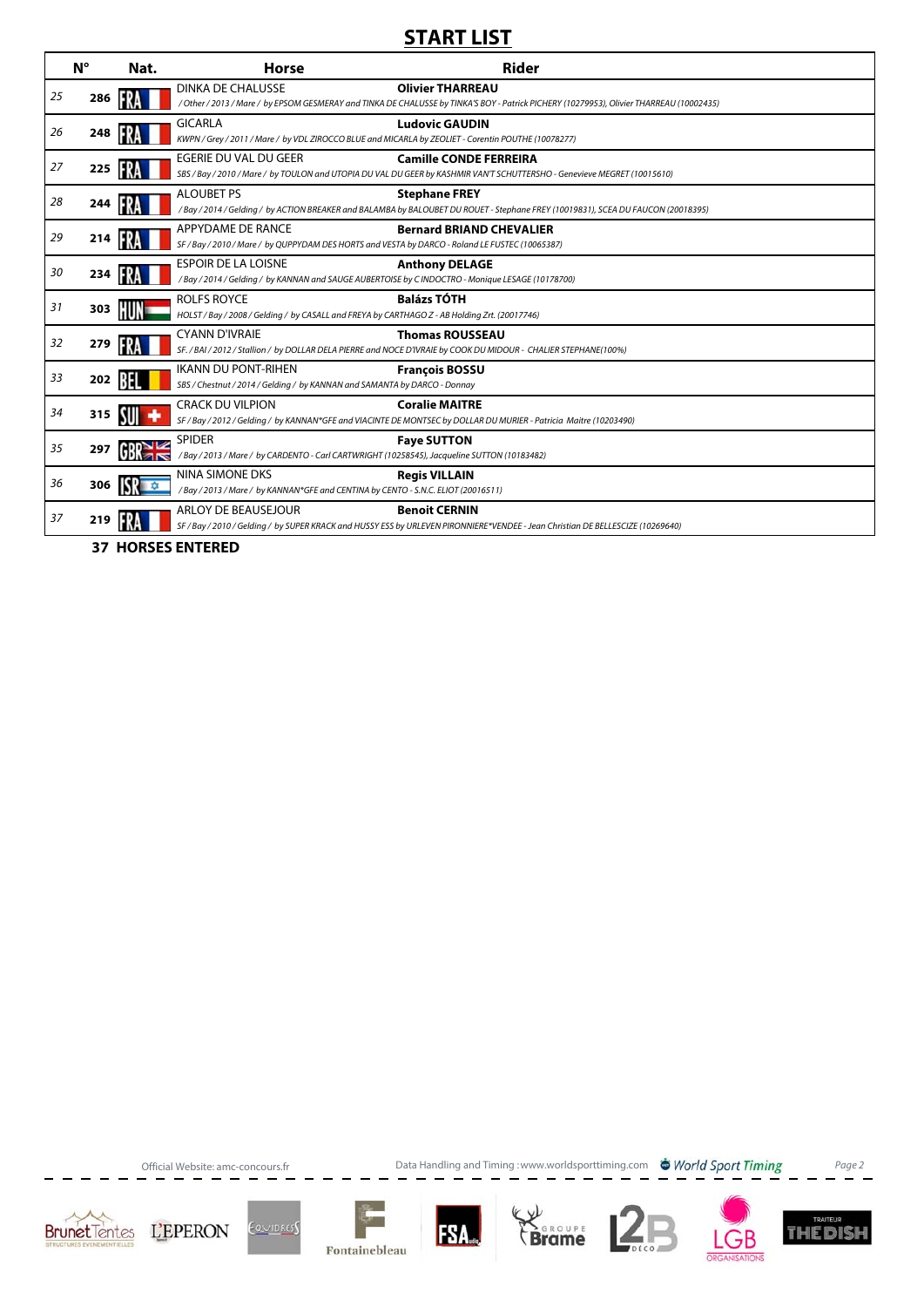## START LIST

| | N° | Nat. | Horse | Rider |
|---|---|---|---|---|
| 25 | 286 | FRA | DINKA DE CHALUSSE<br>*/ Other / 2013 / Mare / by EPSOM GESMERAY and TINKA DE CHALUSSE by TINKA'S BOY - Patrick PICHERY (10279953), Olivier THARREAU (10002435)* | **Olivier THARREAU** |
| 26 | 248 | FRA | GICARLA<br>*KWPN / Grey / 2011 / Mare / by VDL ZIROCCO BLUE and MICARLA by ZEOLIET - Corentin POUTHE (10078277)* | **Ludovic GAUDIN** |
| 27 | 225 | FRA | EGERIE DU VAL DU GEER<br>*SBS / Bay / 2010 / Mare / by TOULON and UTOPIA DU VAL DU GEER by KASHMIR VAN'T SCHUTTERSHO - Genevieve MEGRET (10015610)* | **Camille CONDE FERREIRA** |
| 28 | 244 | FRA | ALOUBET PS<br>*/ Bay / 2014 / Gelding / by ACTION BREAKER and BALAMBA by BALOUBET DU ROUET - Stephane FREY (10019831), SCEA DU FAUCON (20018395)* | **Stephane FREY** |
| 29 | 214 | FRA | APPYDAME DE RANCE<br>*SF / Bay / 2010 / Mare / by QUPPYDAM DES HORTS and VESTA by DARCO - Roland LE FUSTEC (10065387)* | **Bernard BRIAND CHEVALIER** |
| 30 | 234 | FRA | ESPOIR DE LA LOISNE<br>*/ Bay / 2014 / Gelding / by KANNAN and SAUGE AUBERTOISE by C INDOCTRO - Monique LESAGE (10178700)* | **Anthony DELAGE** |
| 31 | 303 | HUN | ROLFS ROYCE<br>*HOLST / Bay / 2008 / Gelding / by CASALL and FREYA by CARTHAGO Z - AB Holding Zrt. (20017746)* | **Balázs TÓTH** |
| 32 | 279 | FRA | CYANN D'IVRAIE<br>*SF. / BAI / 2012 / Stallion / by DOLLAR DELA PIERRE and NOCE D'IVRAIE by COOK DU MIDOUR - CHALIER STEPHANE(100%)* | **Thomas ROUSSEAU** |
| 33 | 202 | BEL | IKANN DU PONT-RIHEN<br>*SBS / Chestnut / 2014 / Gelding / by KANNAN and SAMANTA by DARCO - Donnay* | **François BOSSU** |
| 34 | 315 | SUI | CRACK DU VILPION<br>*SF / Bay / 2012 / Gelding / by KANNAN*GFE and VIACINTE DE MONTSEC by DOLLAR DU MURIER - Patricia Maitre (10203490)* | **Coralie MAITRE** |
| 35 | 297 | GBR | SPIDER<br>*/ Bay / 2013 / Mare / by CARDENTO - Carl CARTWRIGHT (10258545), Jacqueline SUTTON (10183482)* | **Faye SUTTON** |
| 36 | 306 | ISR | NINA SIMONE DKS<br>*/ Bay / 2013 / Mare / by KANNAN*GFE and CENTINA by CENTO - S.N.C. ELIOT (20016511)* | **Regis VILLAIN** |
| 37 | 219 | FRA | ARLOY DE BEAUSEJOUR<br>*SF / Bay / 2010 / Gelding / by SUPER KRACK and HUSSY ESS by URLEVEN PIRONNIERE*VENDEE - Jean Christian DE BELLESCIZE (10269640)* | **Benoit CERNIN** |

**37 HORSES ENTERED**

Official Website: amc-concours.fr

Data Handling and Timing : www.worldsporttiming.com World Sport Timing